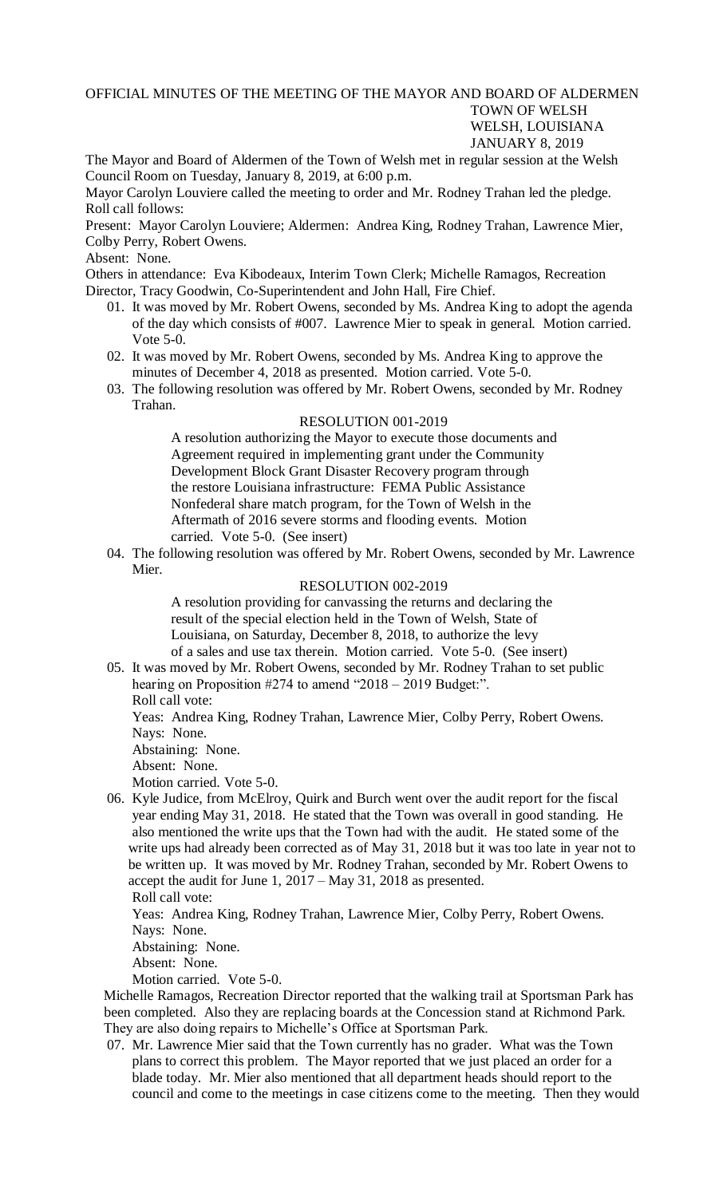OFFICIAL MINUTES OF THE MEETING OF THE MAYOR AND BOARD OF ALDERMEN

TOWN OF WELSH
WELSH, LOUISIANA
JANUARY 8, 2019

The Mayor and Board of Aldermen of the Town of Welsh met in regular session at the Welsh Council Room on Tuesday, January 8, 2019, at 6:00 p.m.

Mayor Carolyn Louviere called the meeting to order and Mr. Rodney Trahan led the pledge. Roll call follows:

Present: Mayor Carolyn Louviere; Aldermen: Andrea King, Rodney Trahan, Lawrence Mier, Colby Perry, Robert Owens.

Absent: None.

Others in attendance: Eva Kibodeaux, Interim Town Clerk; Michelle Ramagos, Recreation Director, Tracy Goodwin, Co-Superintendent and John Hall, Fire Chief.

01. It was moved by Mr. Robert Owens, seconded by Ms. Andrea King to adopt the agenda of the day which consists of #007. Lawrence Mier to speak in general. Motion carried. Vote 5-0.

02. It was moved by Mr. Robert Owens, seconded by Ms. Andrea King to approve the minutes of December 4, 2018 as presented. Motion carried. Vote 5-0.

03. The following resolution was offered by Mr. Robert Owens, seconded by Mr. Rodney Trahan.

    RESOLUTION 001-2019

    A resolution authorizing the Mayor to execute those documents and Agreement required in implementing grant under the Community Development Block Grant Disaster Recovery program through the restore Louisiana infrastructure: FEMA Public Assistance Nonfederal share match program, for the Town of Welsh in the Aftermath of 2016 severe storms and flooding events. Motion carried. Vote 5-0. (See insert)

04. The following resolution was offered by Mr. Robert Owens, seconded by Mr. Lawrence Mier.

    RESOLUTION 002-2019

    A resolution providing for canvassing the returns and declaring the result of the special election held in the Town of Welsh, State of Louisiana, on Saturday, December 8, 2018, to authorize the levy of a sales and use tax therein. Motion carried. Vote 5-0. (See insert)

05. It was moved by Mr. Robert Owens, seconded by Mr. Rodney Trahan to set public hearing on Proposition #274 to amend "2018 – 2019 Budget:".
    Roll call vote:
    Yeas: Andrea King, Rodney Trahan, Lawrence Mier, Colby Perry, Robert Owens.
    Nays: None.
    Abstaining: None.
    Absent: None.
    Motion carried. Vote 5-0.

06. Kyle Judice, from McElroy, Quirk and Burch went over the audit report for the fiscal year ending May 31, 2018. He stated that the Town was overall in good standing. He also mentioned the write ups that the Town had with the audit. He stated some of the write ups had already been corrected as of May 31, 2018 but it was too late in year not to be written up. It was moved by Mr. Rodney Trahan, seconded by Mr. Robert Owens to accept the audit for June 1, 2017 – May 31, 2018 as presented.
    Roll call vote:
    Yeas: Andrea King, Rodney Trahan, Lawrence Mier, Colby Perry, Robert Owens.
    Nays: None.
    Abstaining: None.
    Absent: None.
    Motion carried. Vote 5-0.

Michelle Ramagos, Recreation Director reported that the walking trail at Sportsman Park has been completed. Also they are replacing boards at the Concession stand at Richmond Park. They are also doing repairs to Michelle's Office at Sportsman Park.

07. Mr. Lawrence Mier said that the Town currently has no grader. What was the Town plans to correct this problem. The Mayor reported that we just placed an order for a blade today. Mr. Mier also mentioned that all department heads should report to the council and come to the meetings in case citizens come to the meeting. Then they would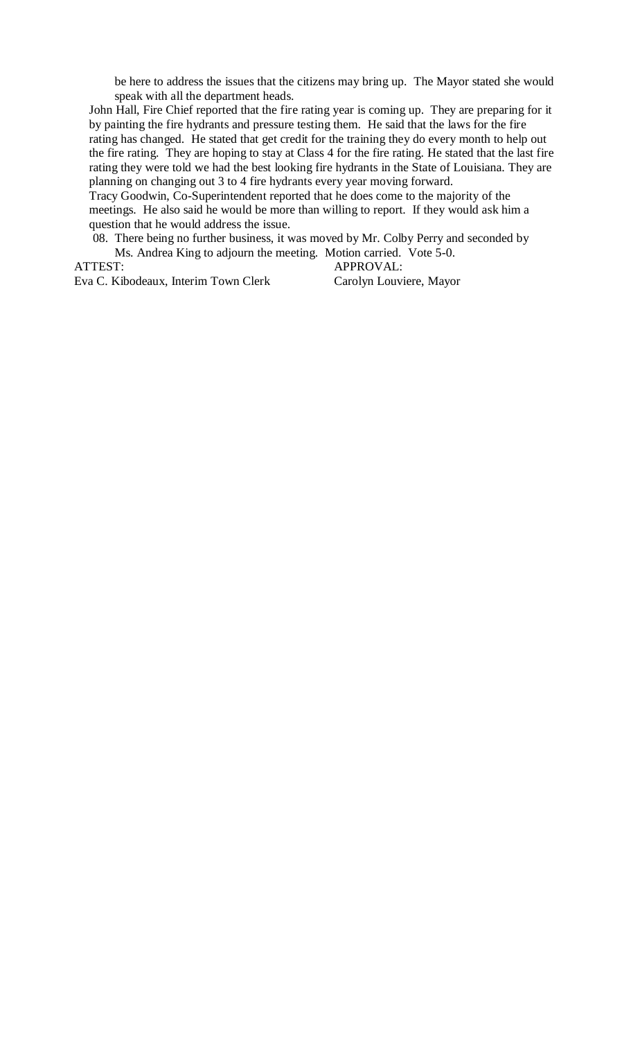be here to address the issues that the citizens may bring up. The Mayor stated she would speak with all the department heads.

John Hall, Fire Chief reported that the fire rating year is coming up. They are preparing for it by painting the fire hydrants and pressure testing them. He said that the laws for the fire rating has changed. He stated that get credit for the training they do every month to help out the fire rating. They are hoping to stay at Class 4 for the fire rating. He stated that the last fire rating they were told we had the best looking fire hydrants in the State of Louisiana. They are planning on changing out 3 to 4 fire hydrants every year moving forward.

Tracy Goodwin, Co-Superintendent reported that he does come to the majority of the meetings. He also said he would be more than willing to report. If they would ask him a question that he would address the issue.

08. There being no further business, it was moved by Mr. Colby Perry and seconded by Ms. Andrea King to adjourn the meeting. Motion carried. Vote 5-0.

ATTEST: APPROVAL:

Eva C. Kibodeaux, Interim Town Clerk Carolyn Louviere, Mayor